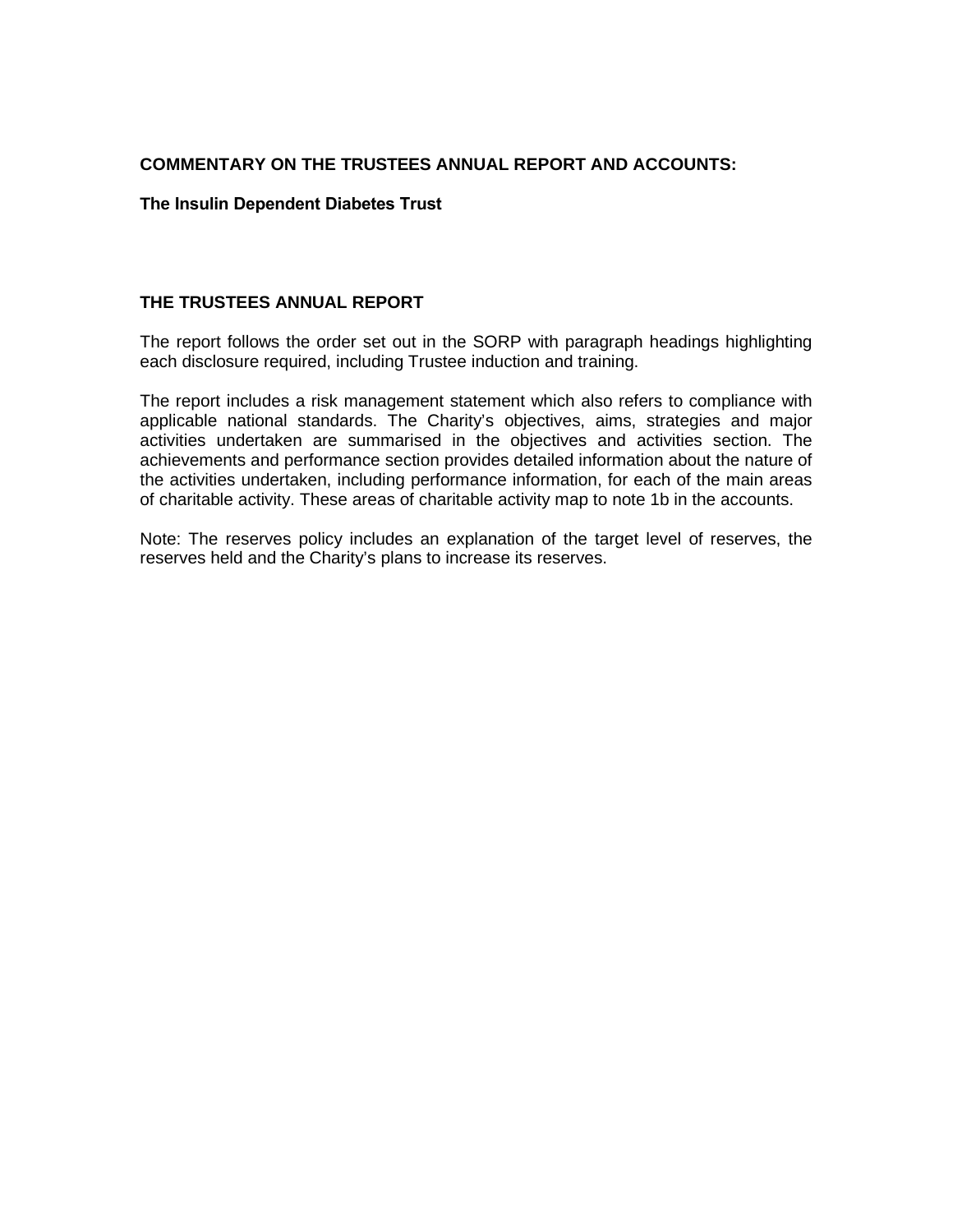# COMMENTARY ON THE TRUSTEES ANNUAL REPORT AND ACCOUNTS:

**The Insulin Dependent Diabetes Trust**

## THE TRUSTEES ANNUAL REPORT

The report follows the order set out in the SORP with paragraph headings highlighting each disclosure required, including Trustee induction and training.

The report includes a risk management statement which also refers to compliance with applicable national standards. The Charity's objectives, aims, strategies and major activities undertaken are summarised in the objectives and activities section. The achievements and performance section provides detailed information about the nature of the activities undertaken, including performance information, for each of the main areas of charitable activity. These areas of charitable activity map to note 1b in the accounts.

Note: The reserves policy includes an explanation of the target level of reserves, the reserves held and the Charity's plans to increase its reserves.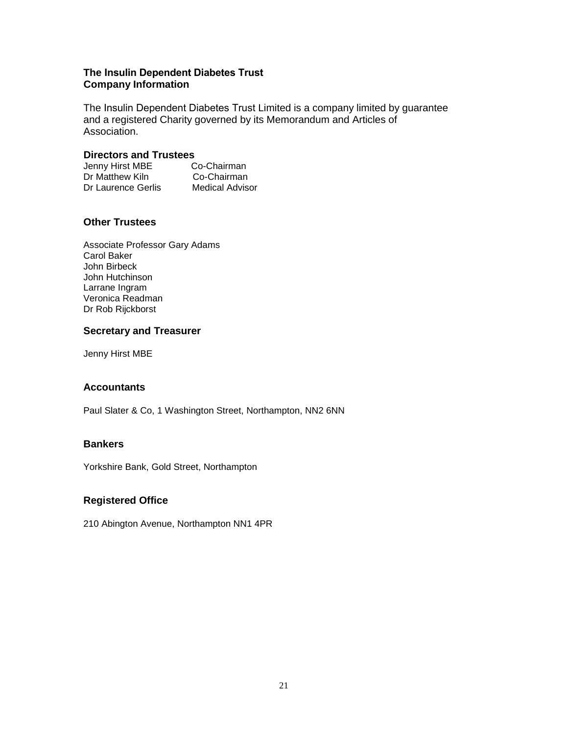# The Insulin Dependent Diabetes Trust
## Company Information

The Insulin Dependent Diabetes Trust Limited is a company limited by guarantee and a registered Charity governed by its Memorandum and Articles of Association.

### Directors and Trustees

| | |
|---|---|
| Jenny Hirst MBE | Co-Chairman |
| Dr Matthew Kiln | Co-Chairman |
| Dr Laurence Gerlis | Medical Advisor |

### Other Trustees

Associate Professor Gary Adams
Carol Baker
John Birbeck
John Hutchinson
Larrane Ingram
Veronica Readman
Dr Rob Rijckborst

### Secretary and Treasurer

Jenny Hirst MBE

### Accountants

Paul Slater & Co, 1 Washington Street, Northampton, NN2 6NN

### Bankers

Yorkshire Bank, Gold Street, Northampton

### Registered Office

210 Abington Avenue, Northampton NN1 4PR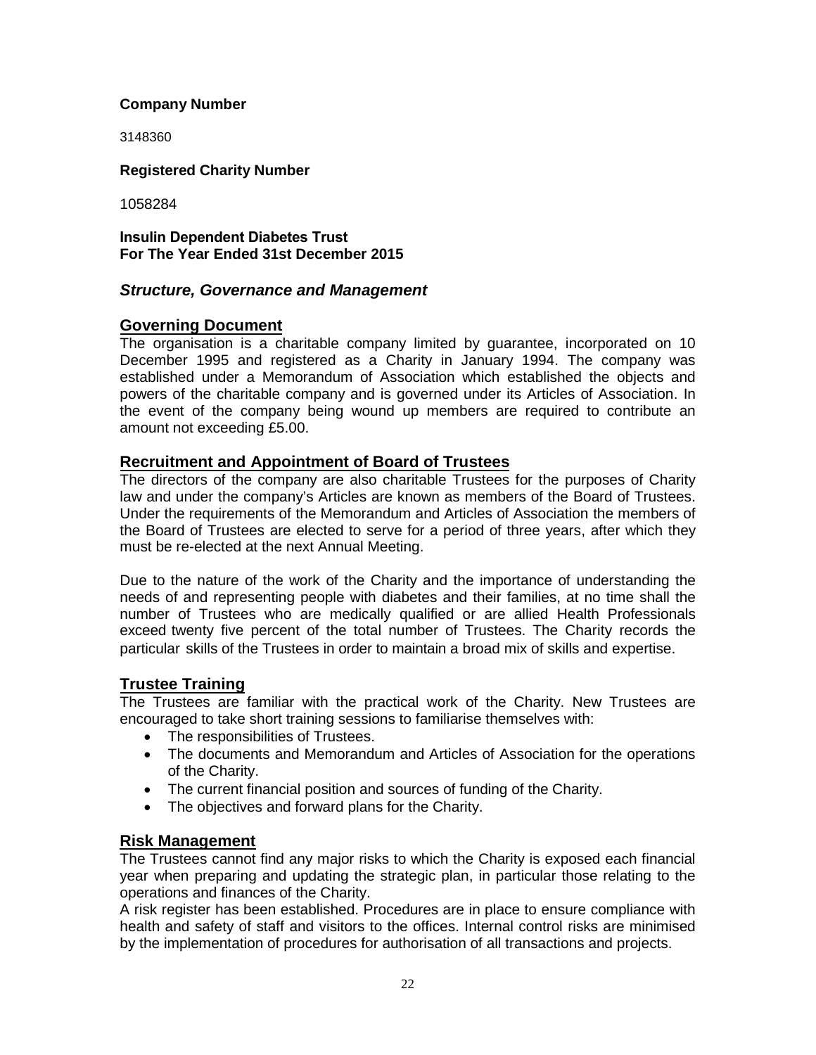**Company Number**

3148360

**Registered Charity Number**

1058284

**Insulin Dependent Diabetes Trust**
**For The Year Ended 31st December 2015**

## *Structure, Governance and Management*

### Governing Document

The organisation is a charitable company limited by guarantee, incorporated on 10 December 1995 and registered as a Charity in January 1994. The company was established under a Memorandum of Association which established the objects and powers of the charitable company and is governed under its Articles of Association. In the event of the company being wound up members are required to contribute an amount not exceeding £5.00.

### Recruitment and Appointment of Board of Trustees

The directors of the company are also charitable Trustees for the purposes of Charity law and under the company's Articles are known as members of the Board of Trustees. Under the requirements of the Memorandum and Articles of Association the members of the Board of Trustees are elected to serve for a period of three years, after which they must be re-elected at the next Annual Meeting.

Due to the nature of the work of the Charity and the importance of understanding the needs of and representing people with diabetes and their families, at no time shall the number of Trustees who are medically qualified or are allied Health Professionals exceed twenty five percent of the total number of Trustees. The Charity records the particular skills of the Trustees in order to maintain a broad mix of skills and expertise.

### Trustee Training

The Trustees are familiar with the practical work of the Charity. New Trustees are encouraged to take short training sessions to familiarise themselves with:

- The responsibilities of Trustees.
- The documents and Memorandum and Articles of Association for the operations of the Charity.
- The current financial position and sources of funding of the Charity.
- The objectives and forward plans for the Charity.

### Risk Management

The Trustees cannot find any major risks to which the Charity is exposed each financial year when preparing and updating the strategic plan, in particular those relating to the operations and finances of the Charity.
A risk register has been established. Procedures are in place to ensure compliance with health and safety of staff and visitors to the offices. Internal control risks are minimised by the implementation of procedures for authorisation of all transactions and projects.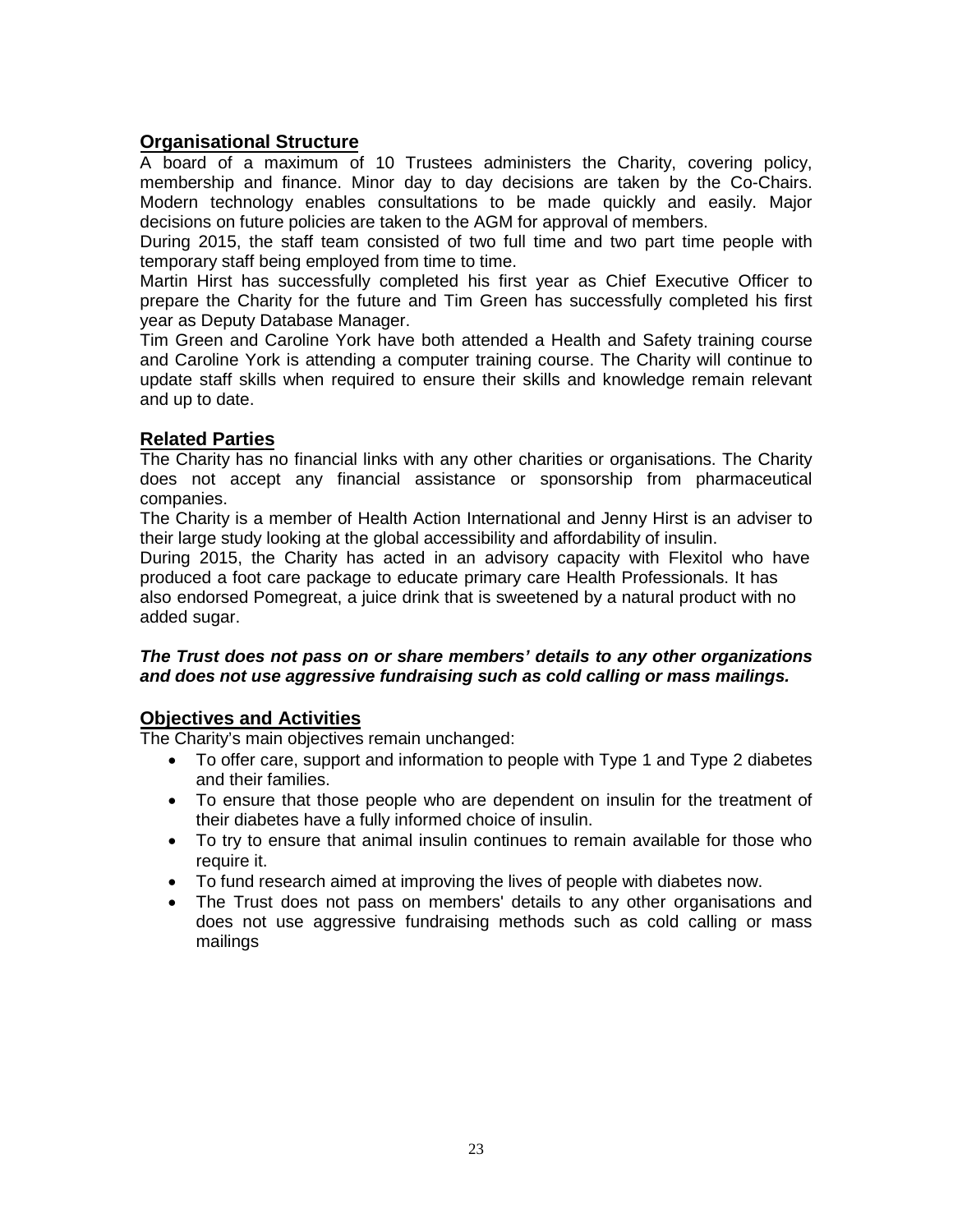## Organisational Structure

A board of a maximum of 10 Trustees administers the Charity, covering policy, membership and finance. Minor day to day decisions are taken by the Co-Chairs. Modern technology enables consultations to be made quickly and easily. Major decisions on future policies are taken to the AGM for approval of members.

During 2015, the staff team consisted of two full time and two part time people with temporary staff being employed from time to time.

Martin Hirst has successfully completed his first year as Chief Executive Officer to prepare the Charity for the future and Tim Green has successfully completed his first year as Deputy Database Manager.

Tim Green and Caroline York have both attended a Health and Safety training course and Caroline York is attending a computer training course. The Charity will continue to update staff skills when required to ensure their skills and knowledge remain relevant and up to date.

## Related Parties

The Charity has no financial links with any other charities or organisations. The Charity does not accept any financial assistance or sponsorship from pharmaceutical companies.

The Charity is a member of Health Action International and Jenny Hirst is an adviser to their large study looking at the global accessibility and affordability of insulin.

During 2015, the Charity has acted in an advisory capacity with Flexitol who have produced a foot care package to educate primary care Health Professionals. It has also endorsed Pomegreat, a juice drink that is sweetened by a natural product with no added sugar.

***The Trust does not pass on or share members' details to any other organizations and does not use aggressive fundraising such as cold calling or mass mailings.***

## Objectives and Activities

The Charity's main objectives remain unchanged:

- To offer care, support and information to people with Type 1 and Type 2 diabetes and their families.
- To ensure that those people who are dependent on insulin for the treatment of their diabetes have a fully informed choice of insulin.
- To try to ensure that animal insulin continues to remain available for those who require it.
- To fund research aimed at improving the lives of people with diabetes now.
- The Trust does not pass on members' details to any other organisations and does not use aggressive fundraising methods such as cold calling or mass mailings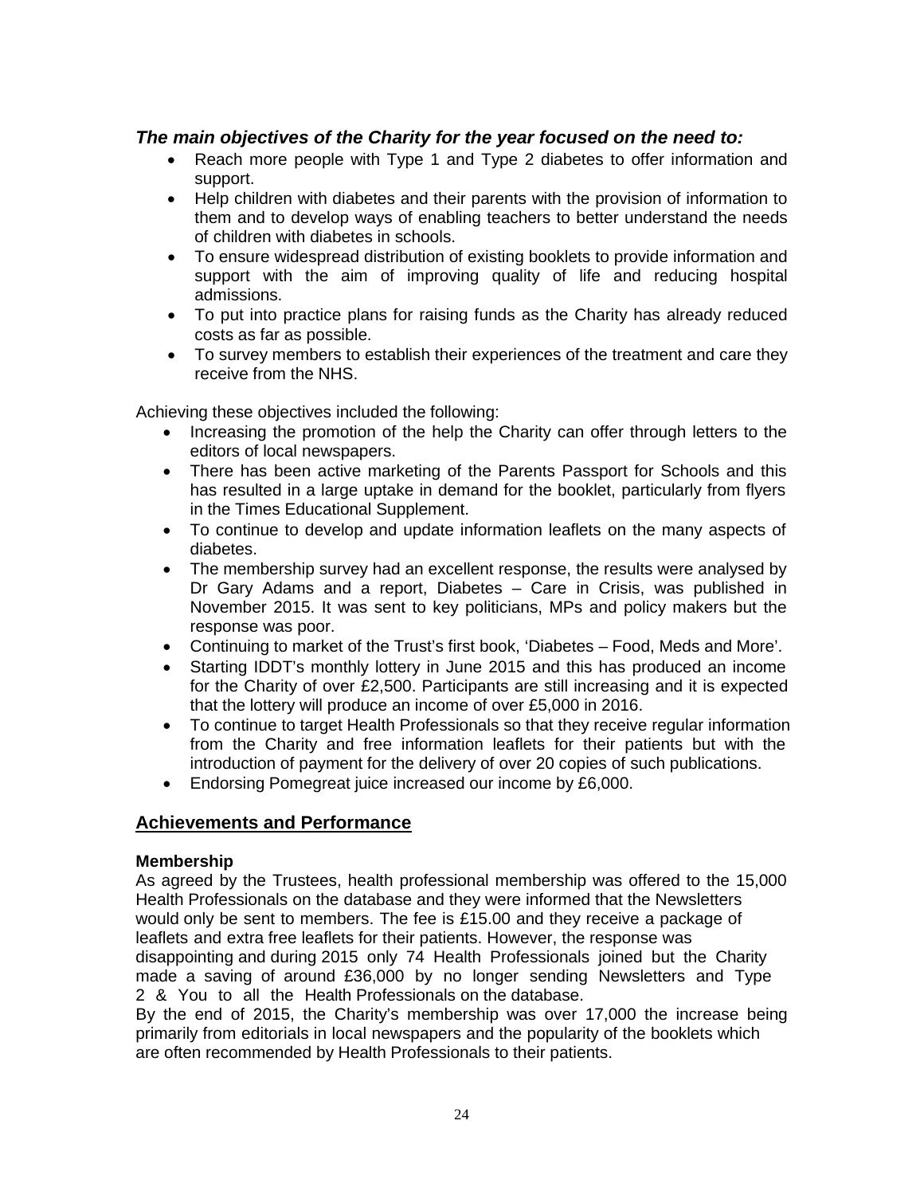***The main objectives of the Charity for the year focused on the need to:***

- Reach more people with Type 1 and Type 2 diabetes to offer information and support.
- Help children with diabetes and their parents with the provision of information to them and to develop ways of enabling teachers to better understand the needs of children with diabetes in schools.
- To ensure widespread distribution of existing booklets to provide information and support with the aim of improving quality of life and reducing hospital admissions.
- To put into practice plans for raising funds as the Charity has already reduced costs as far as possible.
- To survey members to establish their experiences of the treatment and care they receive from the NHS.

Achieving these objectives included the following:

- Increasing the promotion of the help the Charity can offer through letters to the editors of local newspapers.
- There has been active marketing of the Parents Passport for Schools and this has resulted in a large uptake in demand for the booklet, particularly from flyers in the Times Educational Supplement.
- To continue to develop and update information leaflets on the many aspects of diabetes.
- The membership survey had an excellent response, the results were analysed by Dr Gary Adams and a report, Diabetes – Care in Crisis, was published in November 2015. It was sent to key politicians, MPs and policy makers but the response was poor.
- Continuing to market of the Trust's first book, 'Diabetes – Food, Meds and More'.
- Starting IDDT's monthly lottery in June 2015 and this has produced an income for the Charity of over £2,500. Participants are still increasing and it is expected that the lottery will produce an income of over £5,000 in 2016.
- To continue to target Health Professionals so that they receive regular information from the Charity and free information leaflets for their patients but with the introduction of payment for the delivery of over 20 copies of such publications.
- Endorsing Pomegreat juice increased our income by £6,000.

## Achievements and Performance

**Membership**

As agreed by the Trustees, health professional membership was offered to the 15,000 Health Professionals on the database and they were informed that the Newsletters would only be sent to members. The fee is £15.00 and they receive a package of leaflets and extra free leaflets for their patients. However, the response was disappointing and during 2015 only 74 Health Professionals joined but the Charity made a saving of around £36,000 by no longer sending Newsletters and Type 2 & You to all the Health Professionals on the database.

By the end of 2015, the Charity's membership was over 17,000 the increase being primarily from editorials in local newspapers and the popularity of the booklets which are often recommended by Health Professionals to their patients.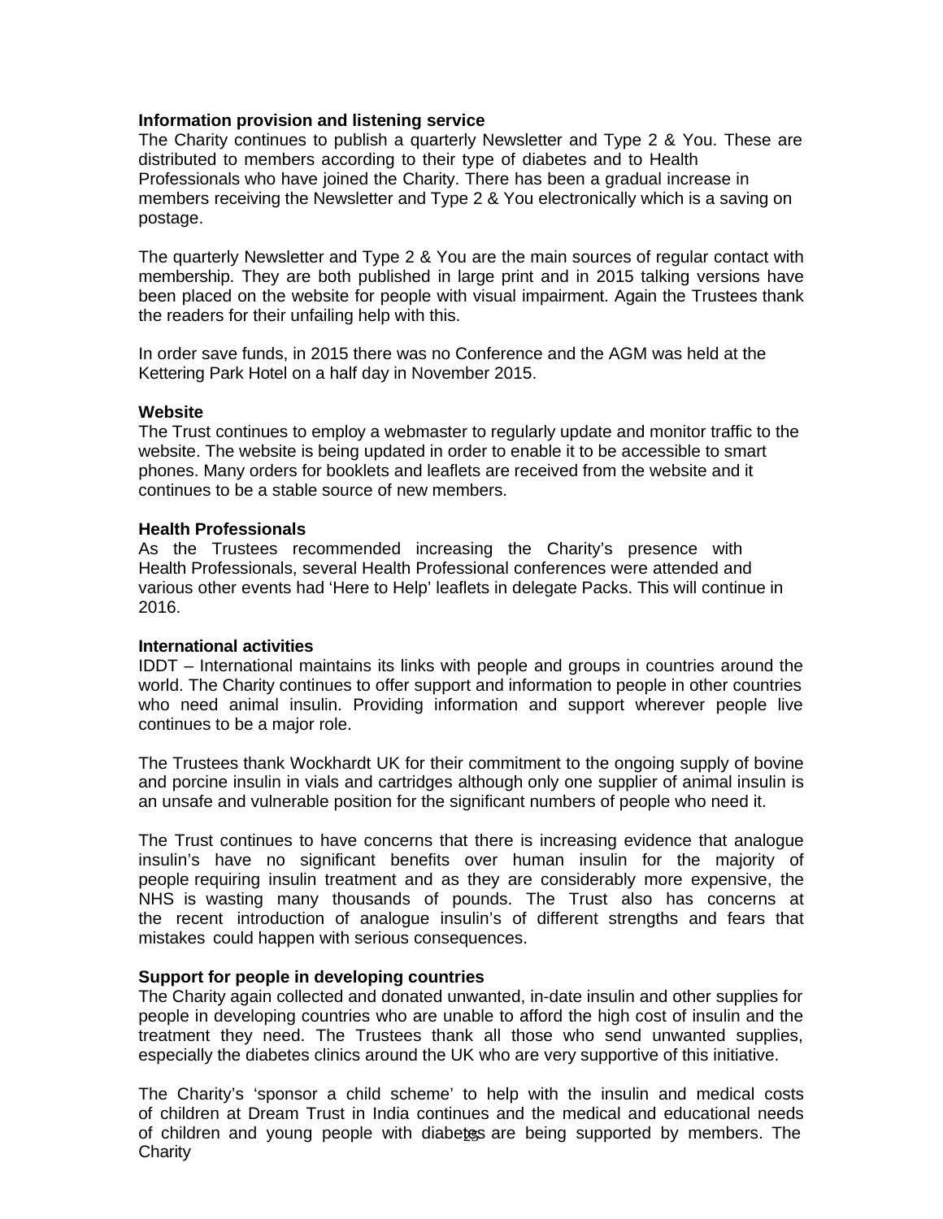**Information provision and listening service**

The Charity continues to publish a quarterly Newsletter and Type 2 & You. These are distributed to members according to their type of diabetes and to Health Professionals who have joined the Charity. There has been a gradual increase in members receiving the Newsletter and Type 2 & You electronically which is a saving on postage.

The quarterly Newsletter and Type 2 & You are the main sources of regular contact with membership. They are both published in large print and in 2015 talking versions have been placed on the website for people with visual impairment. Again the Trustees thank the readers for their unfailing help with this.

In order save funds, in 2015 there was no Conference and the AGM was held at the Kettering Park Hotel on a half day in November 2015.

**Website**

The Trust continues to employ a webmaster to regularly update and monitor traffic to the website. The website is being updated in order to enable it to be accessible to smart phones. Many orders for booklets and leaflets are received from the website and it continues to be a stable source of new members.

**Health Professionals**

As the Trustees recommended increasing the Charity's presence with Health Professionals, several Health Professional conferences were attended and various other events had 'Here to Help' leaflets in delegate Packs. This will continue in 2016.

**International activities**

IDDT – International maintains its links with people and groups in countries around the world. The Charity continues to offer support and information to people in other countries who need animal insulin. Providing information and support wherever people live continues to be a major role.

The Trustees thank Wockhardt UK for their commitment to the ongoing supply of bovine and porcine insulin in vials and cartridges although only one supplier of animal insulin is an unsafe and vulnerable position for the significant numbers of people who need it.

The Trust continues to have concerns that there is increasing evidence that analogue insulin's have no significant benefits over human insulin for the majority of people requiring insulin treatment and as they are considerably more expensive, the NHS is wasting many thousands of pounds. The Trust also has concerns at the recent introduction of analogue insulin's of different strengths and fears that mistakes could happen with serious consequences.

**Support for people in developing countries**

The Charity again collected and donated unwanted, in-date insulin and other supplies for people in developing countries who are unable to afford the high cost of insulin and the treatment they need. The Trustees thank all those who send unwanted supplies, especially the diabetes clinics around the UK who are very supportive of this initiative.

The Charity's 'sponsor a child scheme' to help with the insulin and medical costs of children at Dream Trust in India continues and the medical and educational needs of children and young people with diabetes are being supported by members. The Charity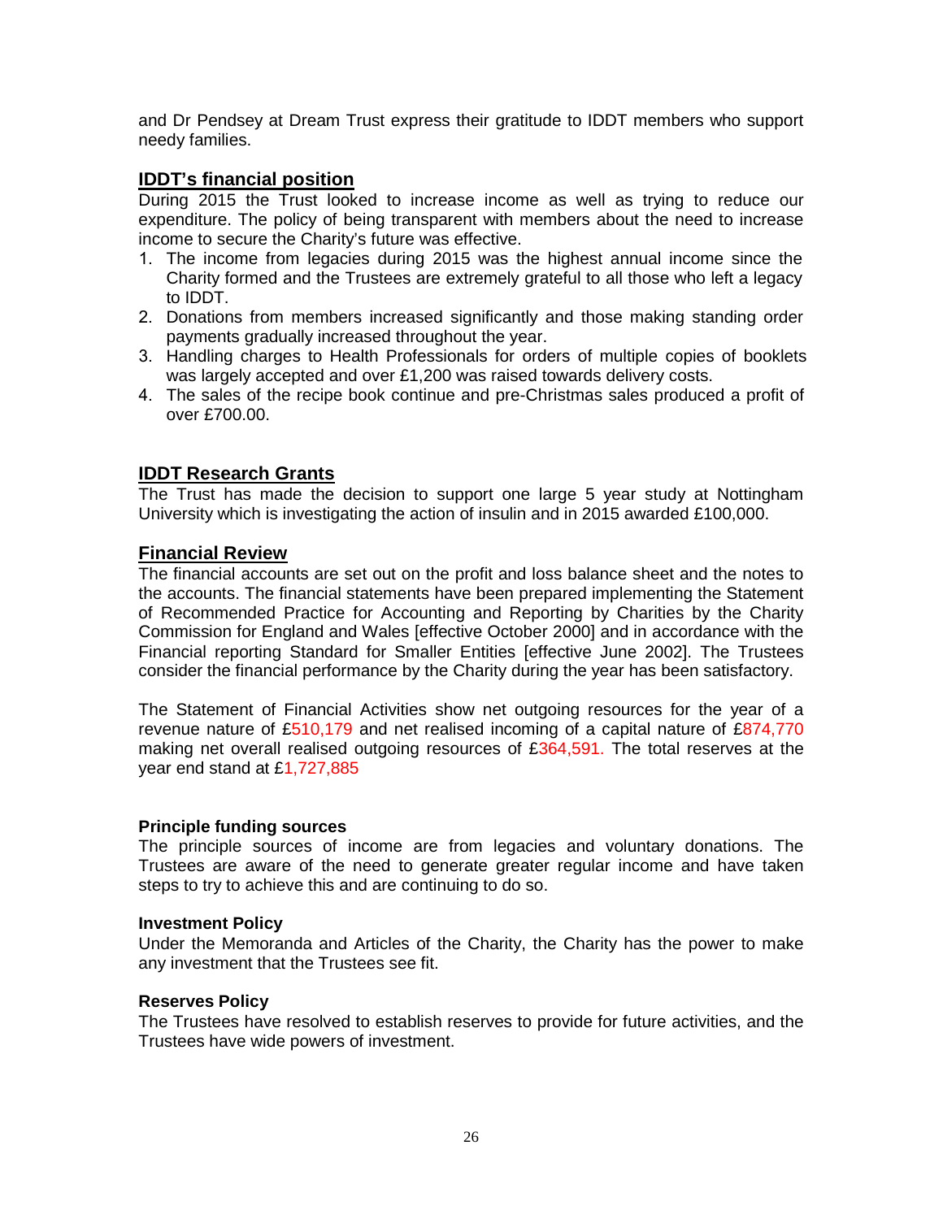and Dr Pendsey at Dream Trust express their gratitude to IDDT members who support needy families.

## IDDT's financial position

During 2015 the Trust looked to increase income as well as trying to reduce our expenditure. The policy of being transparent with members about the need to increase income to secure the Charity's future was effective.

1. The income from legacies during 2015 was the highest annual income since the Charity formed and the Trustees are extremely grateful to all those who left a legacy to IDDT.
2. Donations from members increased significantly and those making standing order payments gradually increased throughout the year.
3. Handling charges to Health Professionals for orders of multiple copies of booklets was largely accepted and over £1,200 was raised towards delivery costs.
4. The sales of the recipe book continue and pre-Christmas sales produced a profit of over £700.00.

## IDDT Research Grants

The Trust has made the decision to support one large 5 year study at Nottingham University which is investigating the action of insulin and in 2015 awarded £100,000.

## Financial Review

The financial accounts are set out on the profit and loss balance sheet and the notes to the accounts. The financial statements have been prepared implementing the Statement of Recommended Practice for Accounting and Reporting by Charities by the Charity Commission for England and Wales [effective October 2000] and in accordance with the Financial reporting Standard for Smaller Entities [effective June 2002]. The Trustees consider the financial performance by the Charity during the year has been satisfactory.

The Statement of Financial Activities show net outgoing resources for the year of a revenue nature of £510,179 and net realised incoming of a capital nature of £874,770 making net overall realised outgoing resources of £364,591. The total reserves at the year end stand at £1,727,885

### Principle funding sources

The principle sources of income are from legacies and voluntary donations. The Trustees are aware of the need to generate greater regular income and have taken steps to try to achieve this and are continuing to do so.

### Investment Policy

Under the Memoranda and Articles of the Charity, the Charity has the power to make any investment that the Trustees see fit.

### Reserves Policy

The Trustees have resolved to establish reserves to provide for future activities, and the Trustees have wide powers of investment.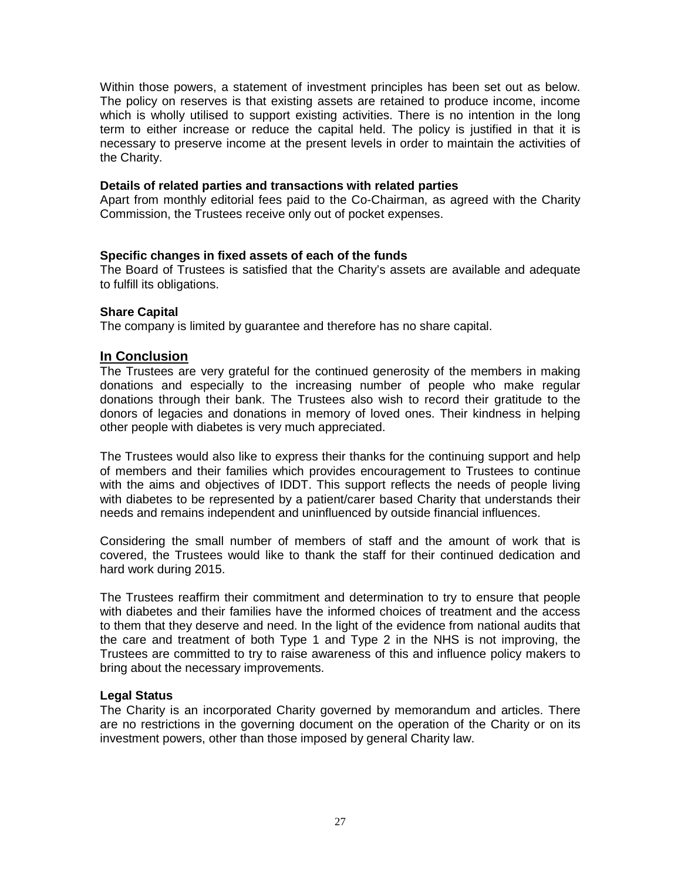Within those powers, a statement of investment principles has been set out as below. The policy on reserves is that existing assets are retained to produce income, income which is wholly utilised to support existing activities. There is no intention in the long term to either increase or reduce the capital held. The policy is justified in that it is necessary to preserve income at the present levels in order to maintain the activities of the Charity.

**Details of related parties and transactions with related parties**

Apart from monthly editorial fees paid to the Co-Chairman, as agreed with the Charity Commission, the Trustees receive only out of pocket expenses.

**Specific changes in fixed assets of each of the funds**

The Board of Trustees is satisfied that the Charity's assets are available and adequate to fulfill its obligations.

**Share Capital**

The company is limited by guarantee and therefore has no share capital.

## In Conclusion

The Trustees are very grateful for the continued generosity of the members in making donations and especially to the increasing number of people who make regular donations through their bank. The Trustees also wish to record their gratitude to the donors of legacies and donations in memory of loved ones. Their kindness in helping other people with diabetes is very much appreciated.

The Trustees would also like to express their thanks for the continuing support and help of members and their families which provides encouragement to Trustees to continue with the aims and objectives of IDDT. This support reflects the needs of people living with diabetes to be represented by a patient/carer based Charity that understands their needs and remains independent and uninfluenced by outside financial influences.

Considering the small number of members of staff and the amount of work that is covered, the Trustees would like to thank the staff for their continued dedication and hard work during 2015.

The Trustees reaffirm their commitment and determination to try to ensure that people with diabetes and their families have the informed choices of treatment and the access to them that they deserve and need. In the light of the evidence from national audits that the care and treatment of both Type 1 and Type 2 in the NHS is not improving, the Trustees are committed to try to raise awareness of this and influence policy makers to bring about the necessary improvements.

**Legal Status**

The Charity is an incorporated Charity governed by memorandum and articles. There are no restrictions in the governing document on the operation of the Charity or on its investment powers, other than those imposed by general Charity law.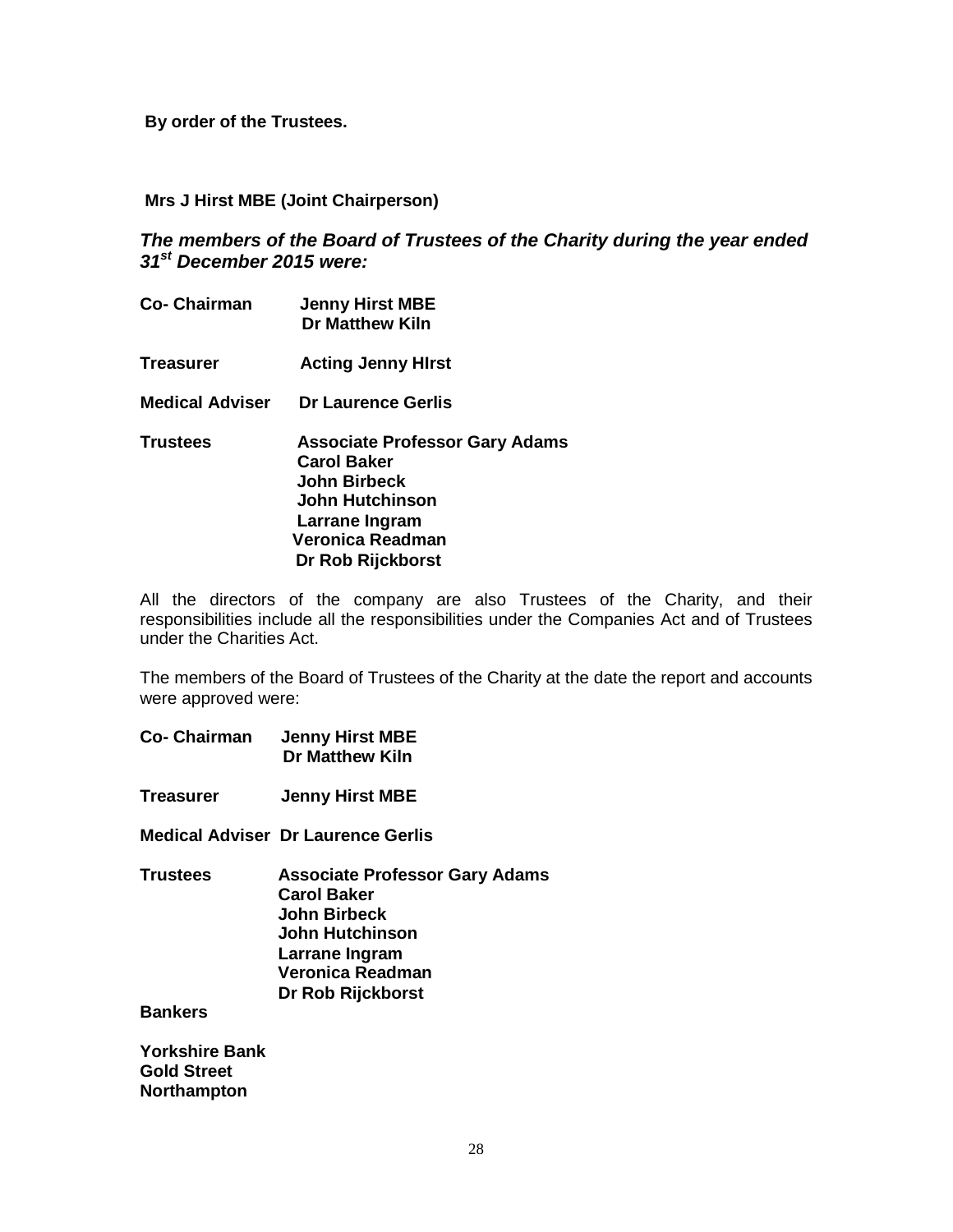**By order of the Trustees.**

**Mrs J Hirst MBE (Joint Chairperson)**

***The members of the Board of Trustees of the Charity during the year ended 31st December 2015 were:***

| | |
|---|---|
| **Co- Chairman** | **Jenny Hirst MBE**<br>**Dr Matthew Kiln** |
| **Treasurer** | **Acting Jenny HIrst** |
| **Medical Adviser** | **Dr Laurence Gerlis** |
| **Trustees** | **Associate Professor Gary Adams**<br>**Carol Baker**<br>**John Birbeck**<br>**John Hutchinson**<br>**Larrane Ingram**<br>**Veronica Readman**<br>**Dr Rob Rijckborst** |

All the directors of the company are also Trustees of the Charity, and their responsibilities include all the responsibilities under the Companies Act and of Trustees under the Charities Act.

The members of the Board of Trustees of the Charity at the date the report and accounts were approved were:

| | |
|---|---|
| **Co- Chairman** | **Jenny Hirst MBE**<br>**Dr Matthew Kiln** |
| **Treasurer** | **Jenny Hirst MBE** |
| **Medical Adviser** | **Dr Laurence Gerlis** |
| **Trustees** | **Associate Professor Gary Adams**<br>**Carol Baker**<br>**John Birbeck**<br>**John Hutchinson**<br>**Larrane Ingram**<br>**Veronica Readman**<br>**Dr Rob Rijckborst** |

**Bankers**

**Yorkshire Bank**
**Gold Street**
**Northampton**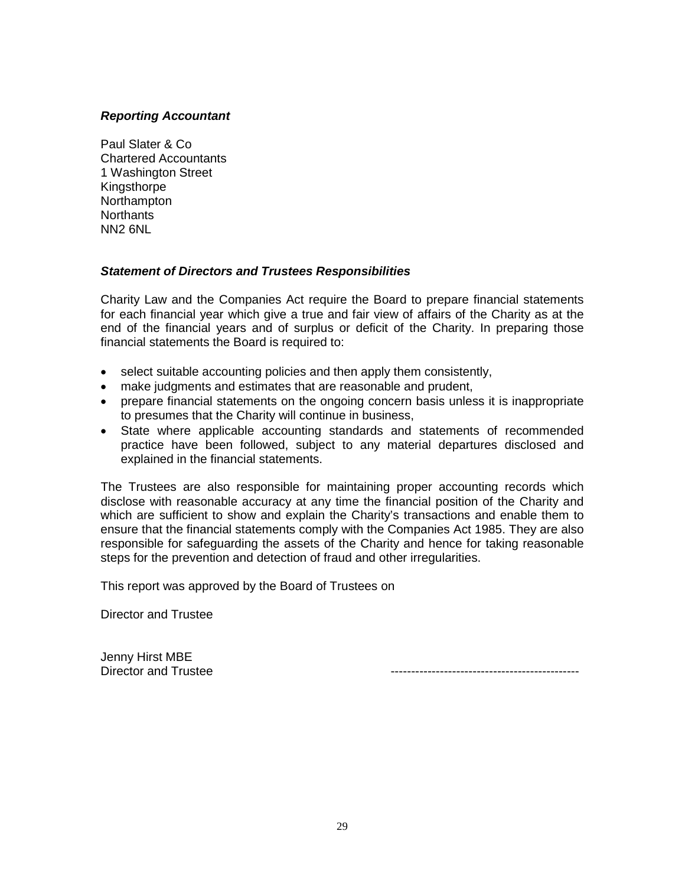***Reporting Accountant***

Paul Slater & Co
Chartered Accountants
1 Washington Street
Kingsthorpe
Northampton
Northants
NN2 6NL

***Statement of Directors and Trustees Responsibilities***

Charity Law and the Companies Act require the Board to prepare financial statements for each financial year which give a true and fair view of affairs of the Charity as at the end of the financial years and of surplus or deficit of the Charity. In preparing those financial statements the Board is required to:

- select suitable accounting policies and then apply them consistently,
- make judgments and estimates that are reasonable and prudent,
- prepare financial statements on the ongoing concern basis unless it is inappropriate to presumes that the Charity will continue in business,
- State where applicable accounting standards and statements of recommended practice have been followed, subject to any material departures disclosed and explained in the financial statements.

The Trustees are also responsible for maintaining proper accounting records which disclose with reasonable accuracy at any time the financial position of the Charity and which are sufficient to show and explain the Charity's transactions and enable them to ensure that the financial statements comply with the Companies Act 1985. They are also responsible for safeguarding the assets of the Charity and hence for taking reasonable steps for the prevention and detection of fraud and other irregularities.

This report was approved by the Board of Trustees on

Director and Trustee

Jenny Hirst MBE
Director and Trustee ----------------------------------------------